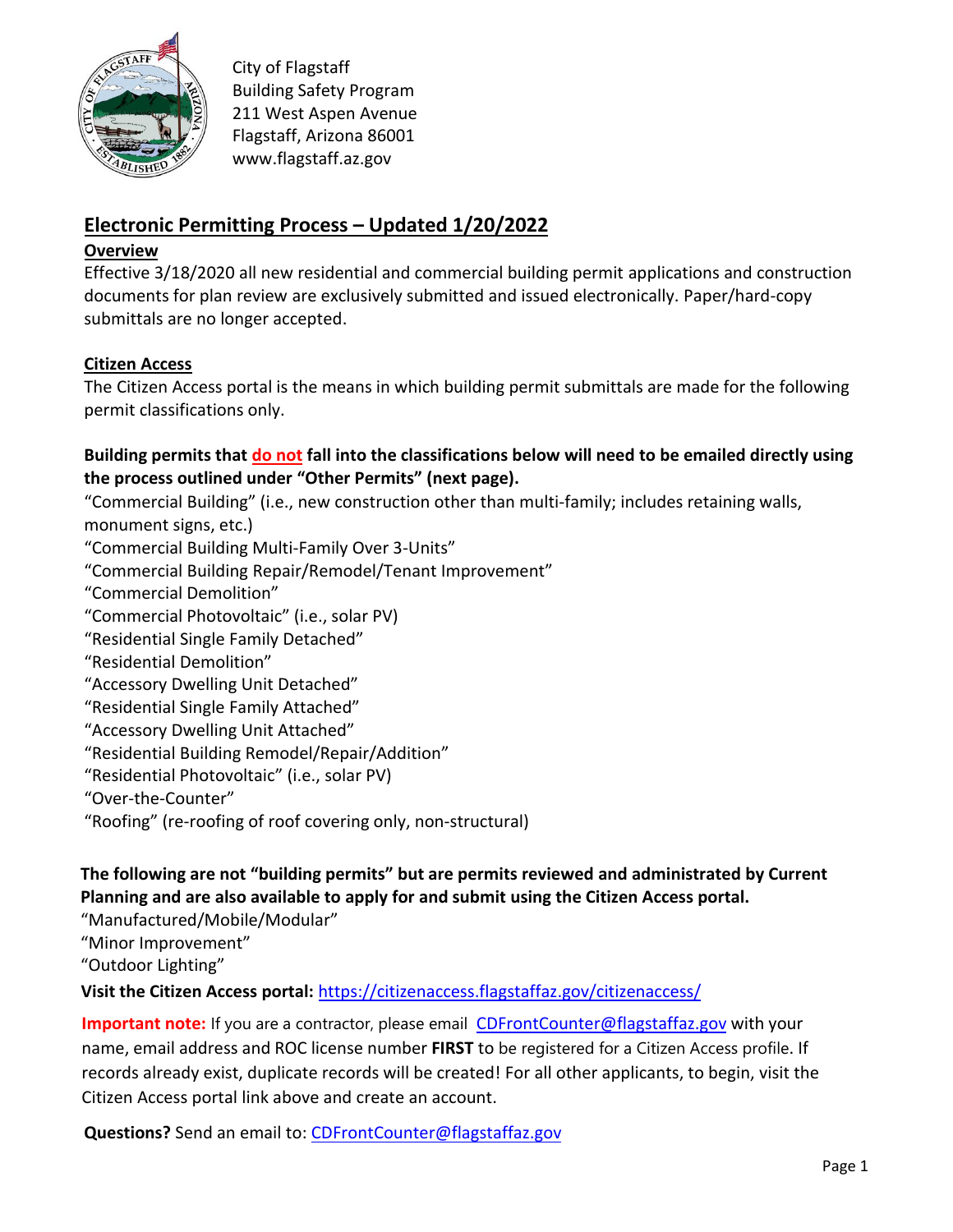City of Flagstaff
Building Safety Program
211 West Aspen Avenue
Flagstaff, Arizona 86001
www.flagstaff.az.gov

# Electronic Permitting Process – Updated 1/20/2022

## Overview

Effective 3/18/2020 all new residential and commercial building permit applications and construction documents for plan review are exclusively submitted and issued electronically. Paper/hard-copy submittals are no longer accepted.

## Citizen Access

The Citizen Access portal is the means in which building permit submittals are made for the following permit classifications only.

**Building permits that do not fall into the classifications below will need to be emailed directly using the process outlined under "Other Permits" (next page).**

"Commercial Building" (i.e., new construction other than multi-family; includes retaining walls, monument signs, etc.)
"Commercial Building Multi-Family Over 3-Units"
"Commercial Building Repair/Remodel/Tenant Improvement"
"Commercial Demolition"
"Commercial Photovoltaic" (i.e., solar PV)
"Residential Single Family Detached"
"Residential Demolition"
"Accessory Dwelling Unit Detached"
"Residential Single Family Attached"
"Accessory Dwelling Unit Attached"
"Residential Building Remodel/Repair/Addition"
"Residential Photovoltaic" (i.e., solar PV)
"Over-the-Counter"
"Roofing" (re-roofing of roof covering only, non-structural)

**The following are not "building permits" but are permits reviewed and administrated by Current Planning and are also available to apply for and submit using the Citizen Access portal.**

"Manufactured/Mobile/Modular"
"Minor Improvement"
"Outdoor Lighting"

**Visit the Citizen Access portal:** https://citizenaccess.flagstaffaz.gov/citizenaccess/

**Important note:** If you are a contractor, please email CDFrontCounter@flagstaffaz.gov with your name, email address and ROC license number **FIRST** to be registered for a Citizen Access profile. If records already exist, duplicate records will be created! For all other applicants, to begin, visit the Citizen Access portal link above and create an account.

**Questions?** Send an email to: CDFrontCounter@flagstaffaz.gov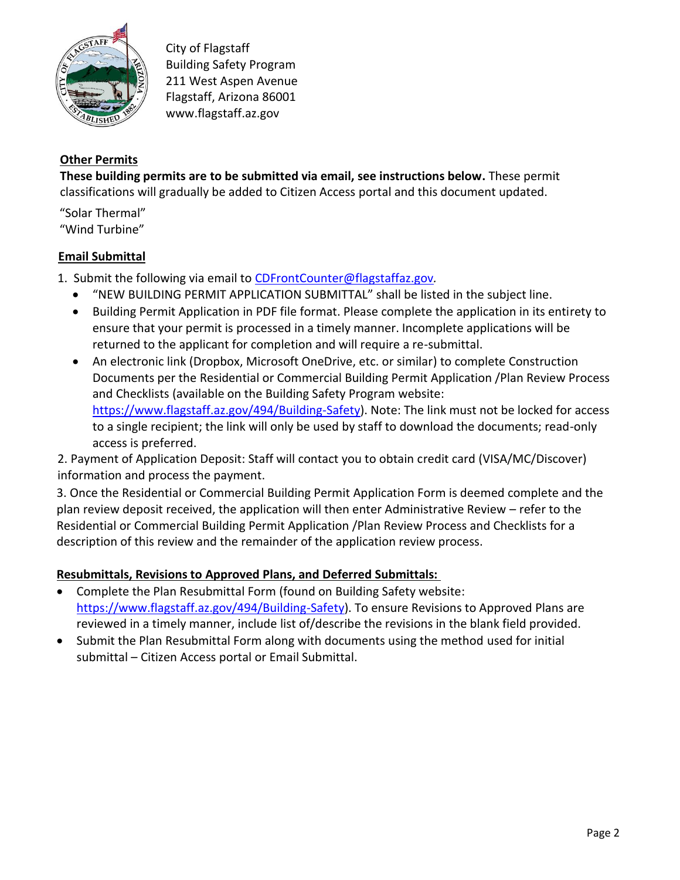City of Flagstaff
Building Safety Program
211 West Aspen Avenue
Flagstaff, Arizona 86001
www.flagstaff.az.gov

## Other Permits

**These building permits are to be submitted via email, see instructions below.** These permit classifications will gradually be added to Citizen Access portal and this document updated.

"Solar Thermal"
"Wind Turbine"

## Email Submittal

1. Submit the following via email to CDFrontCounter@flagstaffaz.gov.
   - "NEW BUILDING PERMIT APPLICATION SUBMITTAL" shall be listed in the subject line.
   - Building Permit Application in PDF file format. Please complete the application in its entirety to ensure that your permit is processed in a timely manner. Incomplete applications will be returned to the applicant for completion and will require a re-submittal.
   - An electronic link (Dropbox, Microsoft OneDrive, etc. or similar) to complete Construction Documents per the Residential or Commercial Building Permit Application /Plan Review Process and Checklists (available on the Building Safety Program website: https://www.flagstaff.az.gov/494/Building-Safety). Note: The link must not be locked for access to a single recipient; the link will only be used by staff to download the documents; read-only access is preferred.

2. Payment of Application Deposit: Staff will contact you to obtain credit card (VISA/MC/Discover) information and process the payment.

3. Once the Residential or Commercial Building Permit Application Form is deemed complete and the plan review deposit received, the application will then enter Administrative Review – refer to the Residential or Commercial Building Permit Application /Plan Review Process and Checklists for a description of this review and the remainder of the application review process.

## Resubmittals, Revisions to Approved Plans, and Deferred Submittals:

- Complete the Plan Resubmittal Form (found on Building Safety website: https://www.flagstaff.az.gov/494/Building-Safety). To ensure Revisions to Approved Plans are reviewed in a timely manner, include list of/describe the revisions in the blank field provided.
- Submit the Plan Resubmittal Form along with documents using the method used for initial submittal – Citizen Access portal or Email Submittal.